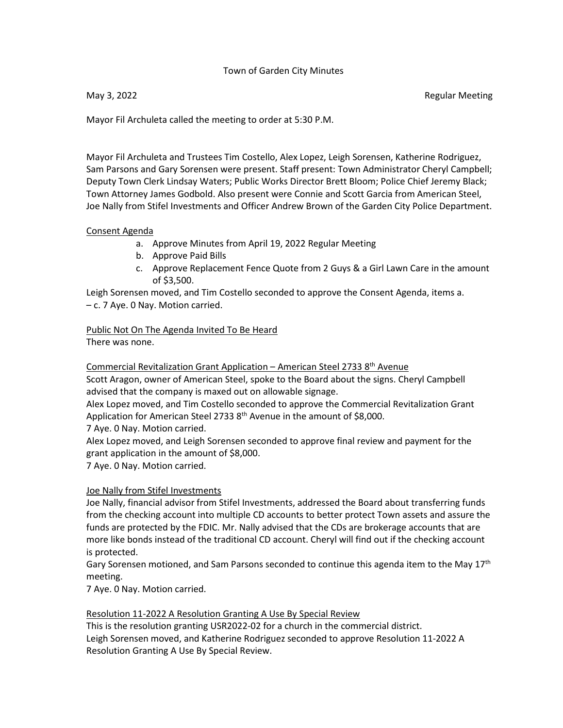# Town of Garden City Minutes

May 3, 2022 Regular Meeting

Mayor Fil Archuleta called the meeting to order at 5:30 P.M.

Mayor Fil Archuleta and Trustees Tim Costello, Alex Lopez, Leigh Sorensen, Katherine Rodriguez, Sam Parsons and Gary Sorensen were present. Staff present: Town Administrator Cheryl Campbell; Deputy Town Clerk Lindsay Waters; Public Works Director Brett Bloom; Police Chief Jeremy Black; Town Attorney James Godbold. Also present were Connie and Scott Garcia from American Steel, Joe Nally from Stifel Investments and Officer Andrew Brown of the Garden City Police Department.

## Consent Agenda

a. Approve Minutes from April 19, 2022 Regular Meeting
b. Approve Paid Bills
c. Approve Replacement Fence Quote from 2 Guys & a Girl Lawn Care in the amount of $3,500.

Leigh Sorensen moved, and Tim Costello seconded to approve the Consent Agenda, items a. – c. 7 Aye. 0 Nay. Motion carried.

## Public Not On The Agenda Invited To Be Heard

There was none.

## Commercial Revitalization Grant Application – American Steel 2733 8th Avenue

Scott Aragon, owner of American Steel, spoke to the Board about the signs. Cheryl Campbell advised that the company is maxed out on allowable signage.

Alex Lopez moved, and Tim Costello seconded to approve the Commercial Revitalization Grant Application for American Steel 2733 8th Avenue in the amount of $8,000.

7 Aye. 0 Nay. Motion carried.

Alex Lopez moved, and Leigh Sorensen seconded to approve final review and payment for the grant application in the amount of $8,000.

7 Aye. 0 Nay. Motion carried.

## Joe Nally from Stifel Investments

Joe Nally, financial advisor from Stifel Investments, addressed the Board about transferring funds from the checking account into multiple CD accounts to better protect Town assets and assure the funds are protected by the FDIC. Mr. Nally advised that the CDs are brokerage accounts that are more like bonds instead of the traditional CD account. Cheryl will find out if the checking account is protected.

Gary Sorensen motioned, and Sam Parsons seconded to continue this agenda item to the May 17th meeting.

7 Aye. 0 Nay. Motion carried.

## Resolution 11-2022 A Resolution Granting A Use By Special Review

This is the resolution granting USR2022-02 for a church in the commercial district.

Leigh Sorensen moved, and Katherine Rodriguez seconded to approve Resolution 11-2022 A Resolution Granting A Use By Special Review.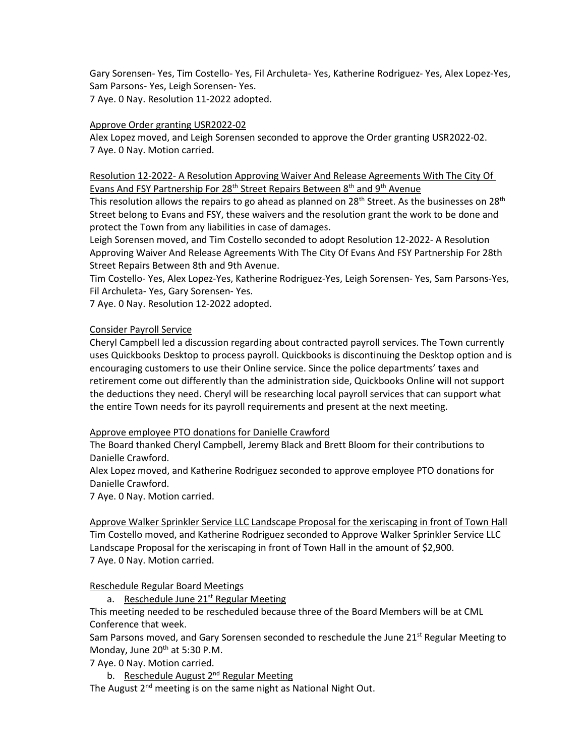Gary Sorensen- Yes, Tim Costello- Yes, Fil Archuleta- Yes, Katherine Rodriguez- Yes, Alex Lopez-Yes, Sam Parsons- Yes, Leigh Sorensen- Yes.
7 Aye. 0 Nay. Resolution 11-2022 adopted.

<u>Approve Order granting USR2022-02</u>
Alex Lopez moved, and Leigh Sorensen seconded to approve the Order granting USR2022-02.
7 Aye. 0 Nay. Motion carried.

<u>Resolution 12-2022- A Resolution Approving Waiver And Release Agreements With The City Of Evans And FSY Partnership For 28th Street Repairs Between 8th and 9th Avenue</u>
This resolution allows the repairs to go ahead as planned on 28th Street. As the businesses on 28th Street belong to Evans and FSY, these waivers and the resolution grant the work to be done and protect the Town from any liabilities in case of damages.
Leigh Sorensen moved, and Tim Costello seconded to adopt Resolution 12-2022- A Resolution Approving Waiver And Release Agreements With The City Of Evans And FSY Partnership For 28th Street Repairs Between 8th and 9th Avenue.
Tim Costello- Yes, Alex Lopez-Yes, Katherine Rodriguez-Yes, Leigh Sorensen- Yes, Sam Parsons-Yes, Fil Archuleta- Yes, Gary Sorensen- Yes.
7 Aye. 0 Nay. Resolution 12-2022 adopted.

<u>Consider Payroll Service</u>
Cheryl Campbell led a discussion regarding about contracted payroll services. The Town currently uses Quickbooks Desktop to process payroll. Quickbooks is discontinuing the Desktop option and is encouraging customers to use their Online service. Since the police departments' taxes and retirement come out differently than the administration side, Quickbooks Online will not support the deductions they need. Cheryl will be researching local payroll services that can support what the entire Town needs for its payroll requirements and present at the next meeting.

<u>Approve employee PTO donations for Danielle Crawford</u>
The Board thanked Cheryl Campbell, Jeremy Black and Brett Bloom for their contributions to Danielle Crawford.
Alex Lopez moved, and Katherine Rodriguez seconded to approve employee PTO donations for Danielle Crawford.
7 Aye. 0 Nay. Motion carried.

<u>Approve Walker Sprinkler Service LLC Landscape Proposal for the xeriscaping in front of Town Hall</u>
Tim Costello moved, and Katherine Rodriguez seconded to Approve Walker Sprinkler Service LLC Landscape Proposal for the xeriscaping in front of Town Hall in the amount of $2,900.
7 Aye. 0 Nay. Motion carried.

<u>Reschedule Regular Board Meetings</u>

a. <u>Reschedule June 21st Regular Meeting</u>

This meeting needed to be rescheduled because three of the Board Members will be at CML Conference that week.
Sam Parsons moved, and Gary Sorensen seconded to reschedule the June 21st Regular Meeting to Monday, June 20th at 5:30 P.M.
7 Aye. 0 Nay. Motion carried.

b. <u>Reschedule August 2nd Regular Meeting</u>

The August 2nd meeting is on the same night as National Night Out.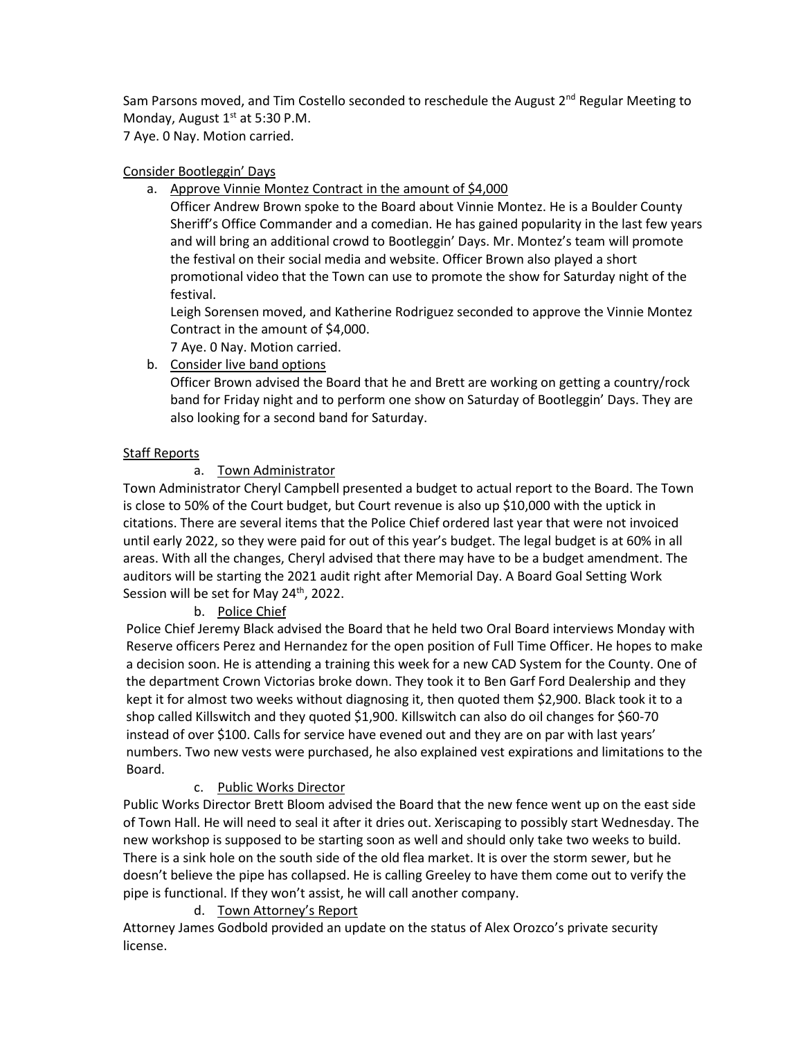Sam Parsons moved, and Tim Costello seconded to reschedule the August 2nd Regular Meeting to Monday, August 1st at 5:30 P.M.
7 Aye. 0 Nay. Motion carried.

<u>Consider Bootleggin' Days</u>

a. <u>Approve Vinnie Montez Contract in the amount of $4,000</u>

   Officer Andrew Brown spoke to the Board about Vinnie Montez. He is a Boulder County Sheriff's Office Commander and a comedian. He has gained popularity in the last few years and will bring an additional crowd to Bootleggin' Days. Mr. Montez's team will promote the festival on their social media and website. Officer Brown also played a short promotional video that the Town can use to promote the show for Saturday night of the festival.

   Leigh Sorensen moved, and Katherine Rodriguez seconded to approve the Vinnie Montez Contract in the amount of $4,000.

   7 Aye. 0 Nay. Motion carried.

b. <u>Consider live band options</u>

   Officer Brown advised the Board that he and Brett are working on getting a country/rock band for Friday night and to perform one show on Saturday of Bootleggin' Days. They are also looking for a second band for Saturday.

<u>Staff Reports</u>

a. <u>Town Administrator</u>

Town Administrator Cheryl Campbell presented a budget to actual report to the Board. The Town is close to 50% of the Court budget, but Court revenue is also up $10,000 with the uptick in citations. There are several items that the Police Chief ordered last year that were not invoiced until early 2022, so they were paid for out of this year's budget. The legal budget is at 60% in all areas. With all the changes, Cheryl advised that there may have to be a budget amendment. The auditors will be starting the 2021 audit right after Memorial Day. A Board Goal Setting Work Session will be set for May 24th, 2022.

b. <u>Police Chief</u>

Police Chief Jeremy Black advised the Board that he held two Oral Board interviews Monday with Reserve officers Perez and Hernandez for the open position of Full Time Officer. He hopes to make a decision soon. He is attending a training this week for a new CAD System for the County. One of the department Crown Victorias broke down. They took it to Ben Garf Ford Dealership and they kept it for almost two weeks without diagnosing it, then quoted them $2,900. Black took it to a shop called Killswitch and they quoted $1,900. Killswitch can also do oil changes for $60-70 instead of over $100. Calls for service have evened out and they are on par with last years' numbers. Two new vests were purchased, he also explained vest expirations and limitations to the Board.

c. <u>Public Works Director</u>

Public Works Director Brett Bloom advised the Board that the new fence went up on the east side of Town Hall. He will need to seal it after it dries out. Xeriscaping to possibly start Wednesday. The new workshop is supposed to be starting soon as well and should only take two weeks to build. There is a sink hole on the south side of the old flea market. It is over the storm sewer, but he doesn't believe the pipe has collapsed. He is calling Greeley to have them come out to verify the pipe is functional. If they won't assist, he will call another company.

d. <u>Town Attorney's Report</u>

Attorney James Godbold provided an update on the status of Alex Orozco's private security license.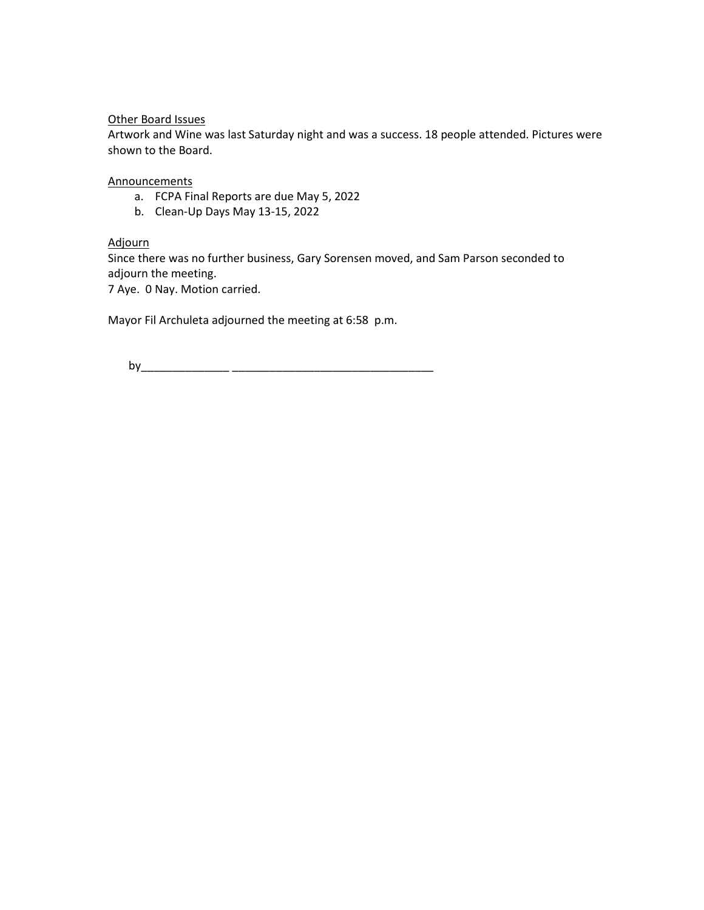Other Board Issues

Artwork and Wine was last Saturday night and was a success. 18 people attended. Pictures were shown to the Board.

Announcements

a. FCPA Final Reports are due May 5, 2022
b. Clean-Up Days May 13-15, 2022

Adjourn

Since there was no further business, Gary Sorensen moved, and Sam Parson seconded to adjourn the meeting.
7 Aye. 0 Nay. Motion carried.

Mayor Fil Archuleta adjourned the meeting at 6:58 p.m.

by______________ ________________________________